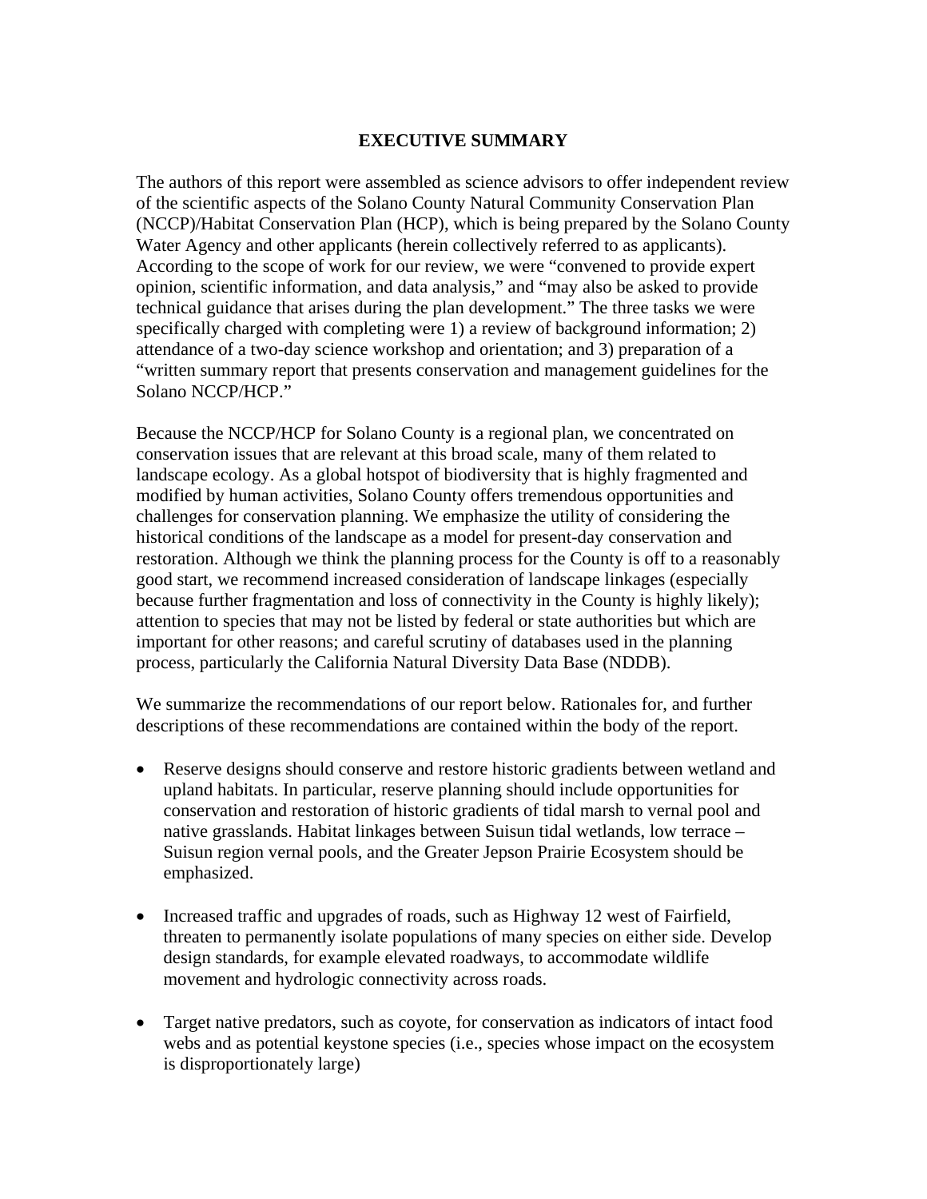# EXECUTIVE SUMMARY

The authors of this report were assembled as science advisors to offer independent review of the scientific aspects of the Solano County Natural Community Conservation Plan (NCCP)/Habitat Conservation Plan (HCP), which is being prepared by the Solano County Water Agency and other applicants (herein collectively referred to as applicants). According to the scope of work for our review, we were "convened to provide expert opinion, scientific information, and data analysis," and "may also be asked to provide technical guidance that arises during the plan development." The three tasks we were specifically charged with completing were 1) a review of background information; 2) attendance of a two-day science workshop and orientation; and 3) preparation of a "written summary report that presents conservation and management guidelines for the Solano NCCP/HCP."

Because the NCCP/HCP for Solano County is a regional plan, we concentrated on conservation issues that are relevant at this broad scale, many of them related to landscape ecology. As a global hotspot of biodiversity that is highly fragmented and modified by human activities, Solano County offers tremendous opportunities and challenges for conservation planning. We emphasize the utility of considering the historical conditions of the landscape as a model for present-day conservation and restoration. Although we think the planning process for the County is off to a reasonably good start, we recommend increased consideration of landscape linkages (especially because further fragmentation and loss of connectivity in the County is highly likely); attention to species that may not be listed by federal or state authorities but which are important for other reasons; and careful scrutiny of databases used in the planning process, particularly the California Natural Diversity Data Base (NDDB).

We summarize the recommendations of our report below. Rationales for, and further descriptions of these recommendations are contained within the body of the report.

- Reserve designs should conserve and restore historic gradients between wetland and upland habitats. In particular, reserve planning should include opportunities for conservation and restoration of historic gradients of tidal marsh to vernal pool and native grasslands. Habitat linkages between Suisun tidal wetlands, low terrace – Suisun region vernal pools, and the Greater Jepson Prairie Ecosystem should be emphasized.

- Increased traffic and upgrades of roads, such as Highway 12 west of Fairfield, threaten to permanently isolate populations of many species on either side. Develop design standards, for example elevated roadways, to accommodate wildlife movement and hydrologic connectivity across roads.

- Target native predators, such as coyote, for conservation as indicators of intact food webs and as potential keystone species (i.e., species whose impact on the ecosystem is disproportionately large)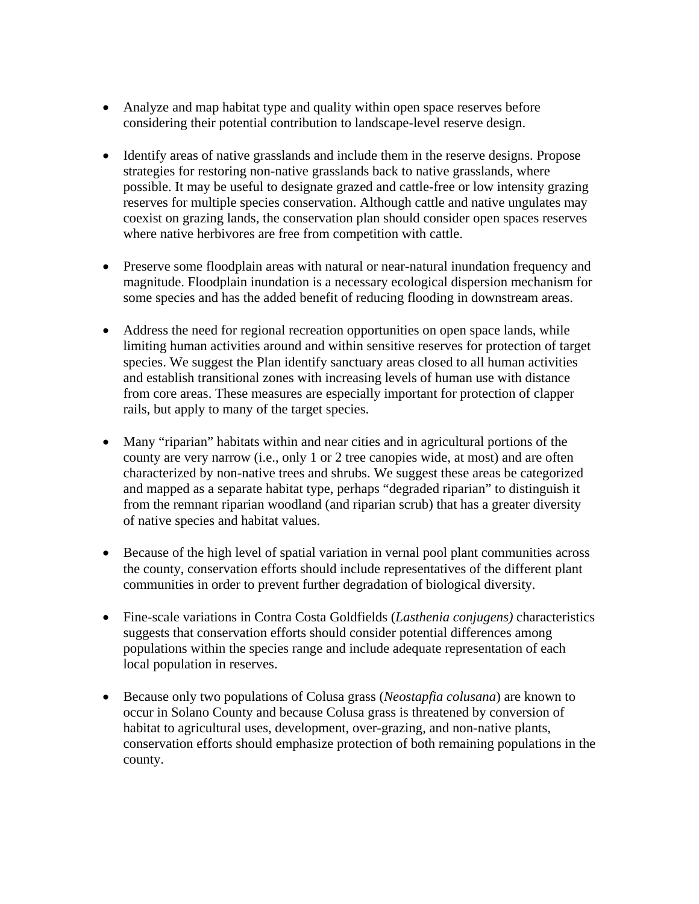- Analyze and map habitat type and quality within open space reserves before considering their potential contribution to landscape-level reserve design.

- Identify areas of native grasslands and include them in the reserve designs. Propose strategies for restoring non-native grasslands back to native grasslands, where possible. It may be useful to designate grazed and cattle-free or low intensity grazing reserves for multiple species conservation. Although cattle and native ungulates may coexist on grazing lands, the conservation plan should consider open spaces reserves where native herbivores are free from competition with cattle.

- Preserve some floodplain areas with natural or near-natural inundation frequency and magnitude. Floodplain inundation is a necessary ecological dispersion mechanism for some species and has the added benefit of reducing flooding in downstream areas.

- Address the need for regional recreation opportunities on open space lands, while limiting human activities around and within sensitive reserves for protection of target species. We suggest the Plan identify sanctuary areas closed to all human activities and establish transitional zones with increasing levels of human use with distance from core areas. These measures are especially important for protection of clapper rails, but apply to many of the target species.

- Many "riparian" habitats within and near cities and in agricultural portions of the county are very narrow (i.e., only 1 or 2 tree canopies wide, at most) and are often characterized by non-native trees and shrubs. We suggest these areas be categorized and mapped as a separate habitat type, perhaps "degraded riparian" to distinguish it from the remnant riparian woodland (and riparian scrub) that has a greater diversity of native species and habitat values.

- Because of the high level of spatial variation in vernal pool plant communities across the county, conservation efforts should include representatives of the different plant communities in order to prevent further degradation of biological diversity.

- Fine-scale variations in Contra Costa Goldfields (*Lasthenia conjugens)* characteristics suggests that conservation efforts should consider potential differences among populations within the species range and include adequate representation of each local population in reserves.

- Because only two populations of Colusa grass (*Neostapfia colusana*) are known to occur in Solano County and because Colusa grass is threatened by conversion of habitat to agricultural uses, development, over-grazing, and non-native plants, conservation efforts should emphasize protection of both remaining populations in the county.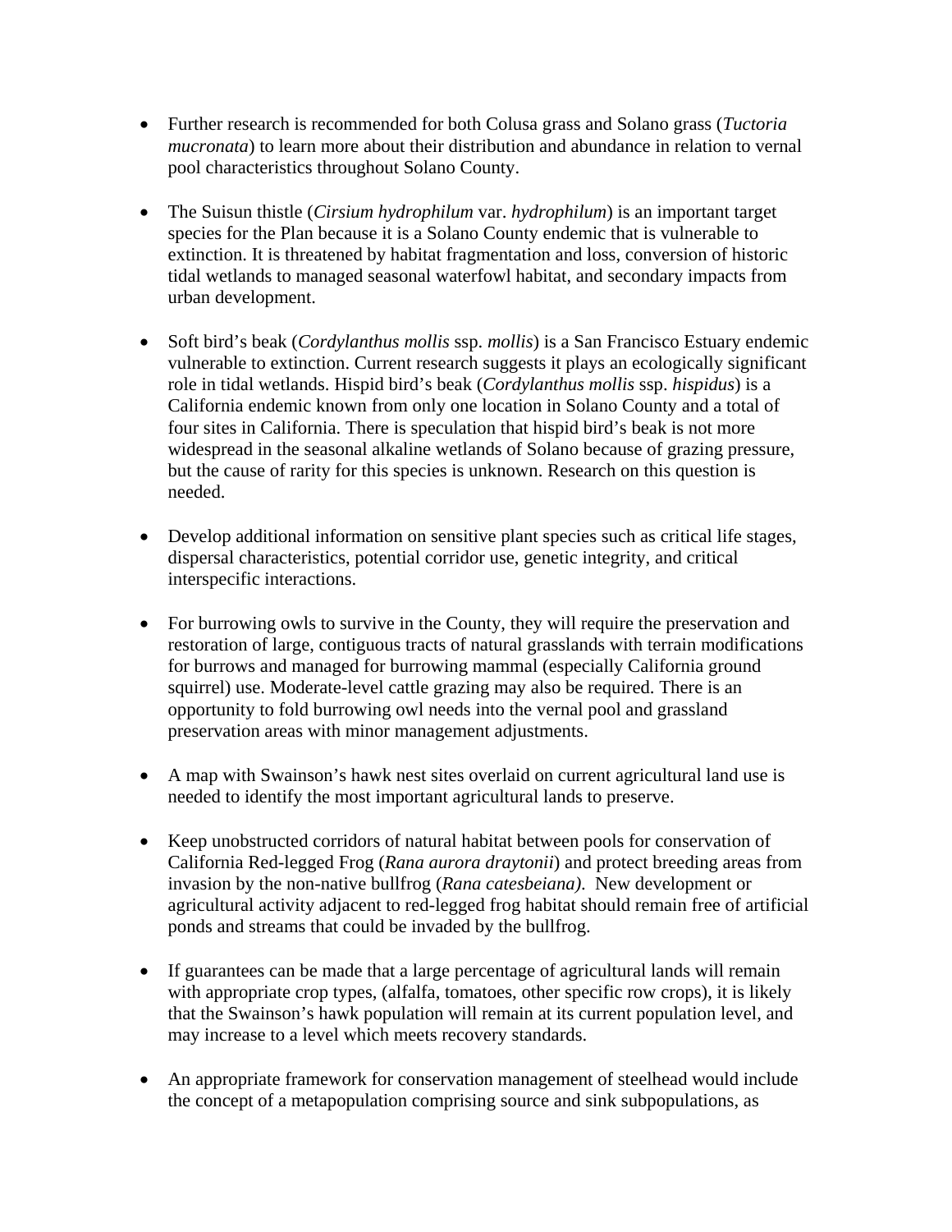- Further research is recommended for both Colusa grass and Solano grass (*Tuctoria mucronata*) to learn more about their distribution and abundance in relation to vernal pool characteristics throughout Solano County.

- The Suisun thistle (*Cirsium hydrophilum* var. *hydrophilum*) is an important target species for the Plan because it is a Solano County endemic that is vulnerable to extinction. It is threatened by habitat fragmentation and loss, conversion of historic tidal wetlands to managed seasonal waterfowl habitat, and secondary impacts from urban development.

- Soft bird's beak (*Cordylanthus mollis* ssp. *mollis*) is a San Francisco Estuary endemic vulnerable to extinction. Current research suggests it plays an ecologically significant role in tidal wetlands. Hispid bird's beak (*Cordylanthus mollis* ssp. *hispidus*) is a California endemic known from only one location in Solano County and a total of four sites in California. There is speculation that hispid bird's beak is not more widespread in the seasonal alkaline wetlands of Solano because of grazing pressure, but the cause of rarity for this species is unknown. Research on this question is needed.

- Develop additional information on sensitive plant species such as critical life stages, dispersal characteristics, potential corridor use, genetic integrity, and critical interspecific interactions.

- For burrowing owls to survive in the County, they will require the preservation and restoration of large, contiguous tracts of natural grasslands with terrain modifications for burrows and managed for burrowing mammal (especially California ground squirrel) use. Moderate-level cattle grazing may also be required. There is an opportunity to fold burrowing owl needs into the vernal pool and grassland preservation areas with minor management adjustments.

- A map with Swainson's hawk nest sites overlaid on current agricultural land use is needed to identify the most important agricultural lands to preserve.

- Keep unobstructed corridors of natural habitat between pools for conservation of California Red-legged Frog (*Rana aurora draytonii*) and protect breeding areas from invasion by the non-native bullfrog (*Rana catesbeiana)*. New development or agricultural activity adjacent to red-legged frog habitat should remain free of artificial ponds and streams that could be invaded by the bullfrog.

- If guarantees can be made that a large percentage of agricultural lands will remain with appropriate crop types, (alfalfa, tomatoes, other specific row crops), it is likely that the Swainson's hawk population will remain at its current population level, and may increase to a level which meets recovery standards.

- An appropriate framework for conservation management of steelhead would include the concept of a metapopulation comprising source and sink subpopulations, as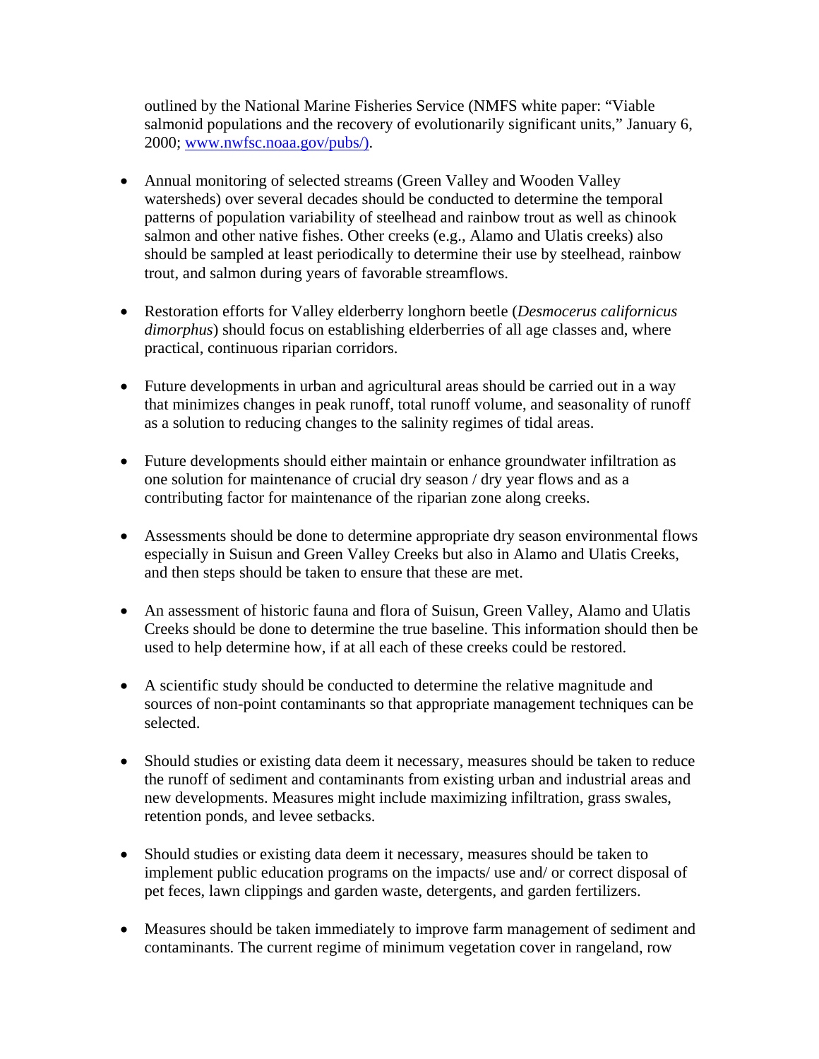outlined by the National Marine Fisheries Service (NMFS white paper: "Viable salmonid populations and the recovery of evolutionarily significant units," January 6, 2000; [www.nwfsc.noaa.gov/pubs/)](www.nwfsc.noaa.gov/pubs/).

- Annual monitoring of selected streams (Green Valley and Wooden Valley watersheds) over several decades should be conducted to determine the temporal patterns of population variability of steelhead and rainbow trout as well as chinook salmon and other native fishes. Other creeks (e.g., Alamo and Ulatis creeks) also should be sampled at least periodically to determine their use by steelhead, rainbow trout, and salmon during years of favorable streamflows.

- Restoration efforts for Valley elderberry longhorn beetle (*Desmocerus californicus dimorphus*) should focus on establishing elderberries of all age classes and, where practical, continuous riparian corridors.

- Future developments in urban and agricultural areas should be carried out in a way that minimizes changes in peak runoff, total runoff volume, and seasonality of runoff as a solution to reducing changes to the salinity regimes of tidal areas.

- Future developments should either maintain or enhance groundwater infiltration as one solution for maintenance of crucial dry season / dry year flows and as a contributing factor for maintenance of the riparian zone along creeks.

- Assessments should be done to determine appropriate dry season environmental flows especially in Suisun and Green Valley Creeks but also in Alamo and Ulatis Creeks, and then steps should be taken to ensure that these are met.

- An assessment of historic fauna and flora of Suisun, Green Valley, Alamo and Ulatis Creeks should be done to determine the true baseline. This information should then be used to help determine how, if at all each of these creeks could be restored.

- A scientific study should be conducted to determine the relative magnitude and sources of non-point contaminants so that appropriate management techniques can be selected.

- Should studies or existing data deem it necessary, measures should be taken to reduce the runoff of sediment and contaminants from existing urban and industrial areas and new developments. Measures might include maximizing infiltration, grass swales, retention ponds, and levee setbacks.

- Should studies or existing data deem it necessary, measures should be taken to implement public education programs on the impacts/ use and/ or correct disposal of pet feces, lawn clippings and garden waste, detergents, and garden fertilizers.

- Measures should be taken immediately to improve farm management of sediment and contaminants. The current regime of minimum vegetation cover in rangeland, row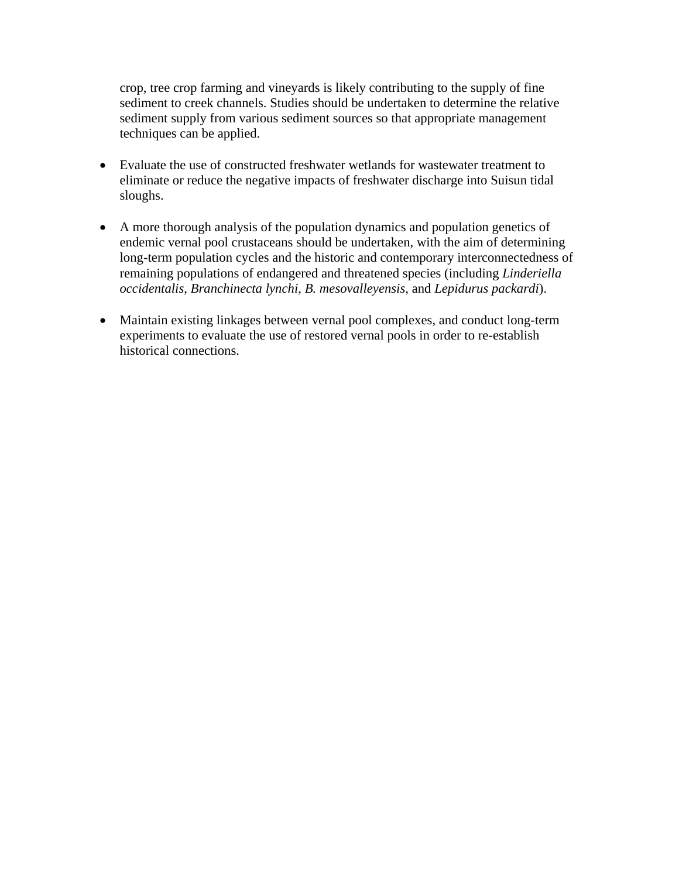crop, tree crop farming and vineyards is likely contributing to the supply of fine sediment to creek channels. Studies should be undertaken to determine the relative sediment supply from various sediment sources so that appropriate management techniques can be applied.

- Evaluate the use of constructed freshwater wetlands for wastewater treatment to eliminate or reduce the negative impacts of freshwater discharge into Suisun tidal sloughs.

- A more thorough analysis of the population dynamics and population genetics of endemic vernal pool crustaceans should be undertaken, with the aim of determining long-term population cycles and the historic and contemporary interconnectedness of remaining populations of endangered and threatened species (including *Linderiella occidentalis*, *Branchinecta lynchi*, *B. mesovalleyensis*, and *Lepidurus packardi*).

- Maintain existing linkages between vernal pool complexes, and conduct long-term experiments to evaluate the use of restored vernal pools in order to re-establish historical connections.